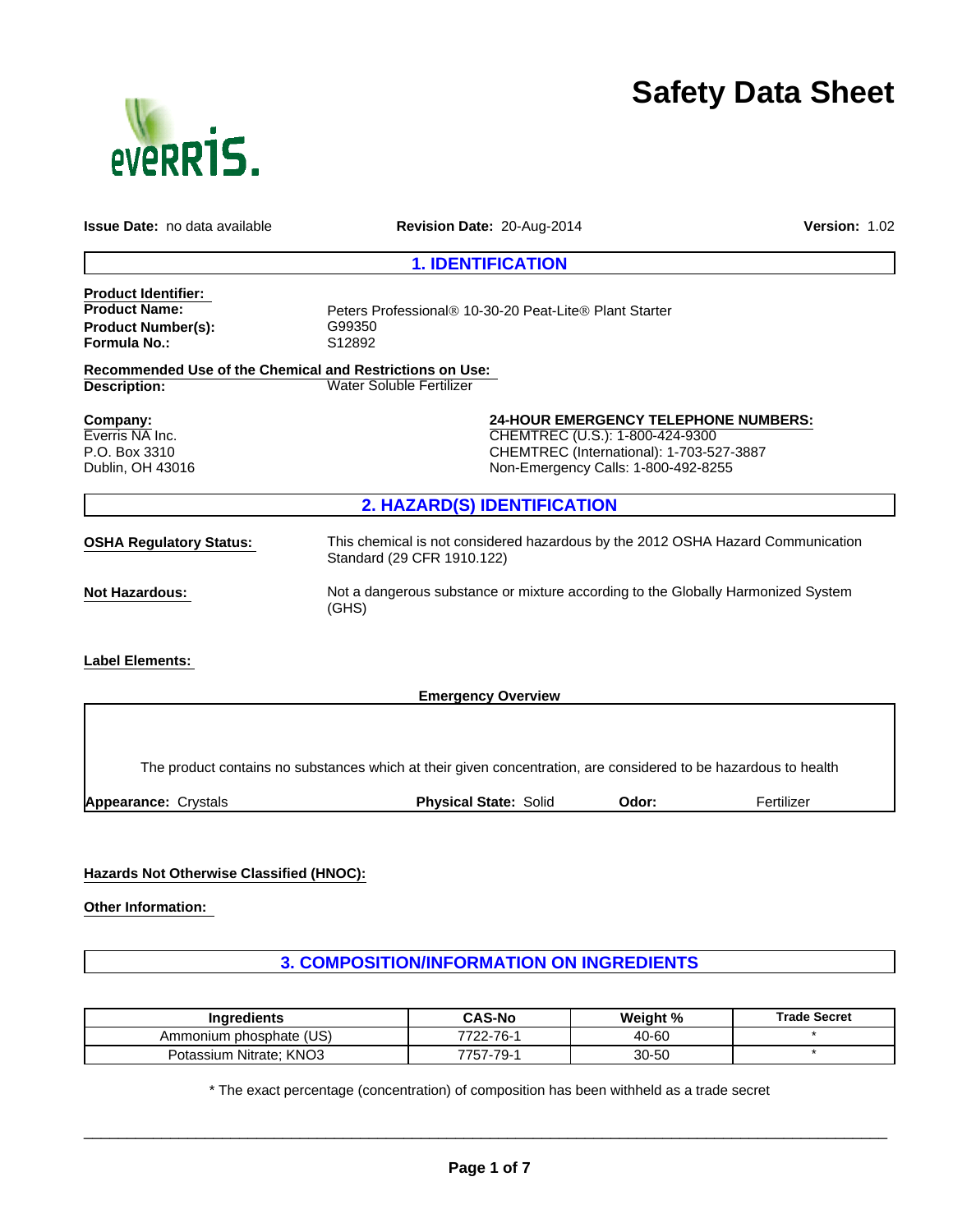# Safety Data Sheet

**Issue Date:** no data available | **Revision Date:** 20-Aug-2014 | **Version:** 1.02

## 1. IDENTIFICATION

**Product Identifier:**

**Product Name:** Peters Professional® 10-30-20 Peat-Lite® Plant Starter

**Product Number(s):** G99350

**Formula No.:** S12892

**Recommended Use of the Chemical and Restrictions on Use:**

**Description:** Water Soluble Fertilizer

**Company:**
Everris NA Inc.
P.O. Box 3310
Dublin, OH 43016

**24-HOUR EMERGENCY TELEPHONE NUMBERS:**
CHEMTREC (U.S.): 1-800-424-9300
CHEMTREC (International): 1-703-527-3887
Non-Emergency Calls: 1-800-492-8255

## 2. HAZARD(S) IDENTIFICATION

**OSHA Regulatory Status:** This chemical is not considered hazardous by the 2012 OSHA Hazard Communication Standard (29 CFR 1910.122)

**Not Hazardous:** Not a dangerous substance or mixture according to the Globally Harmonized System (GHS)

**Label Elements:**

**Emergency Overview**

The product contains no substances which at their given concentration, are considered to be hazardous to health

**Appearance:** Crystals | **Physical State:** Solid | **Odor:** Fertilizer

**Hazards Not Otherwise Classified (HNOC):**

**Other Information:**

## 3. COMPOSITION/INFORMATION ON INGREDIENTS

| Ingredients | CAS-No | Weight % | Trade Secret |
|---|---|---|---|
| Ammonium phosphate (US) | 7722-76-1 | 40-60 | * |
| Potassium Nitrate; KNO3 | 7757-79-1 | 30-50 | * |

* The exact percentage (concentration) of composition has been withheld as a trade secret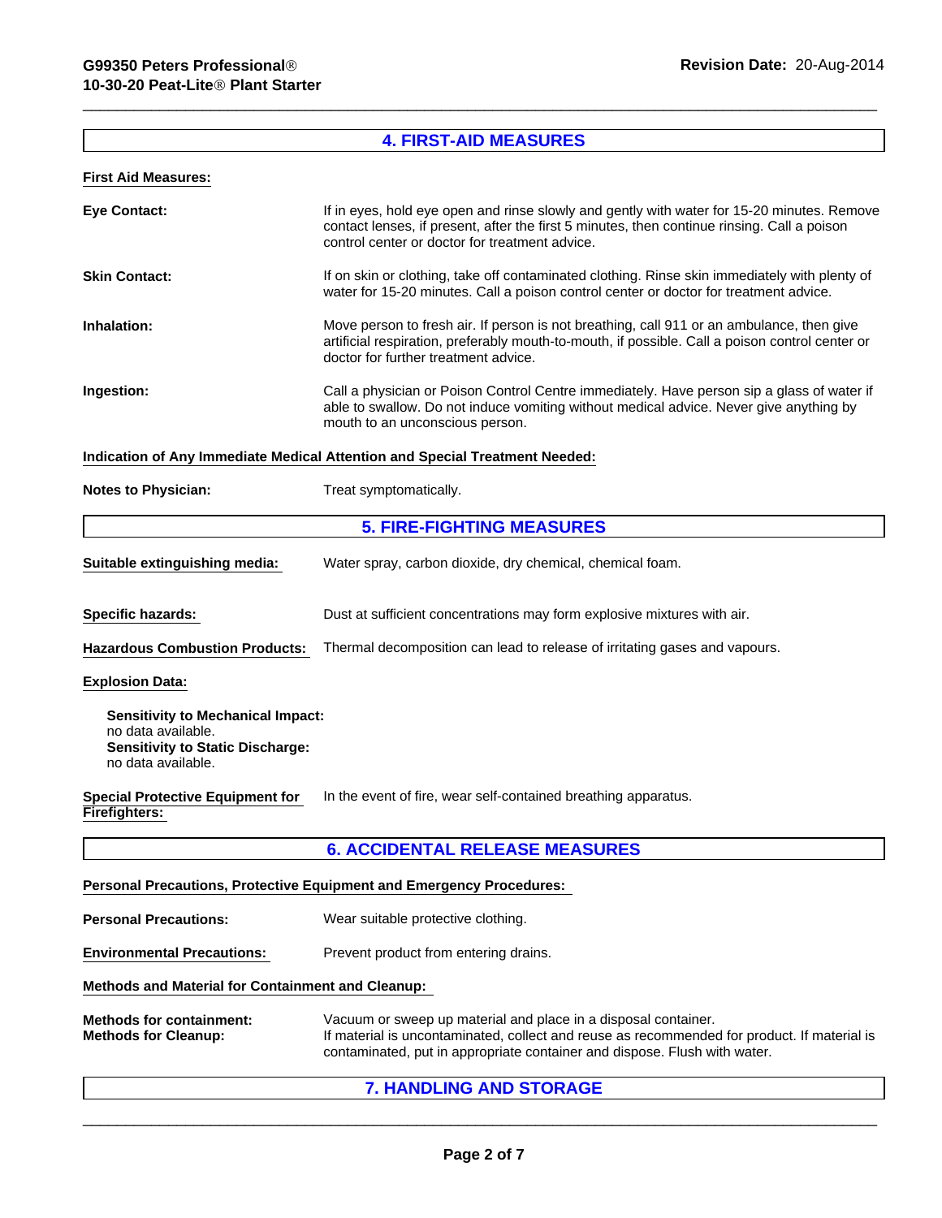## 4. FIRST-AID MEASURES

**First Aid Measures:**

**Eye Contact:** If in eyes, hold eye open and rinse slowly and gently with water for 15-20 minutes. Remove contact lenses, if present, after the first 5 minutes, then continue rinsing. Call a poison control center or doctor for treatment advice.

**Skin Contact:** If on skin or clothing, take off contaminated clothing. Rinse skin immediately with plenty of water for 15-20 minutes. Call a poison control center or doctor for treatment advice.

**Inhalation:** Move person to fresh air. If person is not breathing, call 911 or an ambulance, then give artificial respiration, preferably mouth-to-mouth, if possible. Call a poison control center or doctor for further treatment advice.

**Ingestion:** Call a physician or Poison Control Centre immediately. Have person sip a glass of water if able to swallow. Do not induce vomiting without medical advice. Never give anything by mouth to an unconscious person.

**Indication of Any Immediate Medical Attention and Special Treatment Needed:**

**Notes to Physician:** Treat symptomatically.

## 5. FIRE-FIGHTING MEASURES

**Suitable extinguishing media:** Water spray, carbon dioxide, dry chemical, chemical foam.

**Specific hazards:** Dust at sufficient concentrations may form explosive mixtures with air.

**Hazardous Combustion Products:** Thermal decomposition can lead to release of irritating gases and vapours.

**Explosion Data:**

**Sensitivity to Mechanical Impact:**
no data available.
**Sensitivity to Static Discharge:**
no data available.

**Special Protective Equipment for Firefighters:** In the event of fire, wear self-contained breathing apparatus.

## 6. ACCIDENTAL RELEASE MEASURES

**Personal Precautions, Protective Equipment and Emergency Procedures:**

**Personal Precautions:** Wear suitable protective clothing.

**Environmental Precautions:** Prevent product from entering drains.

**Methods and Material for Containment and Cleanup:**

**Methods for containment:** Vacuum or sweep up material and place in a disposal container.
**Methods for Cleanup:** If material is uncontaminated, collect and reuse as recommended for product. If material is contaminated, put in appropriate container and dispose. Flush with water.

## 7. HANDLING AND STORAGE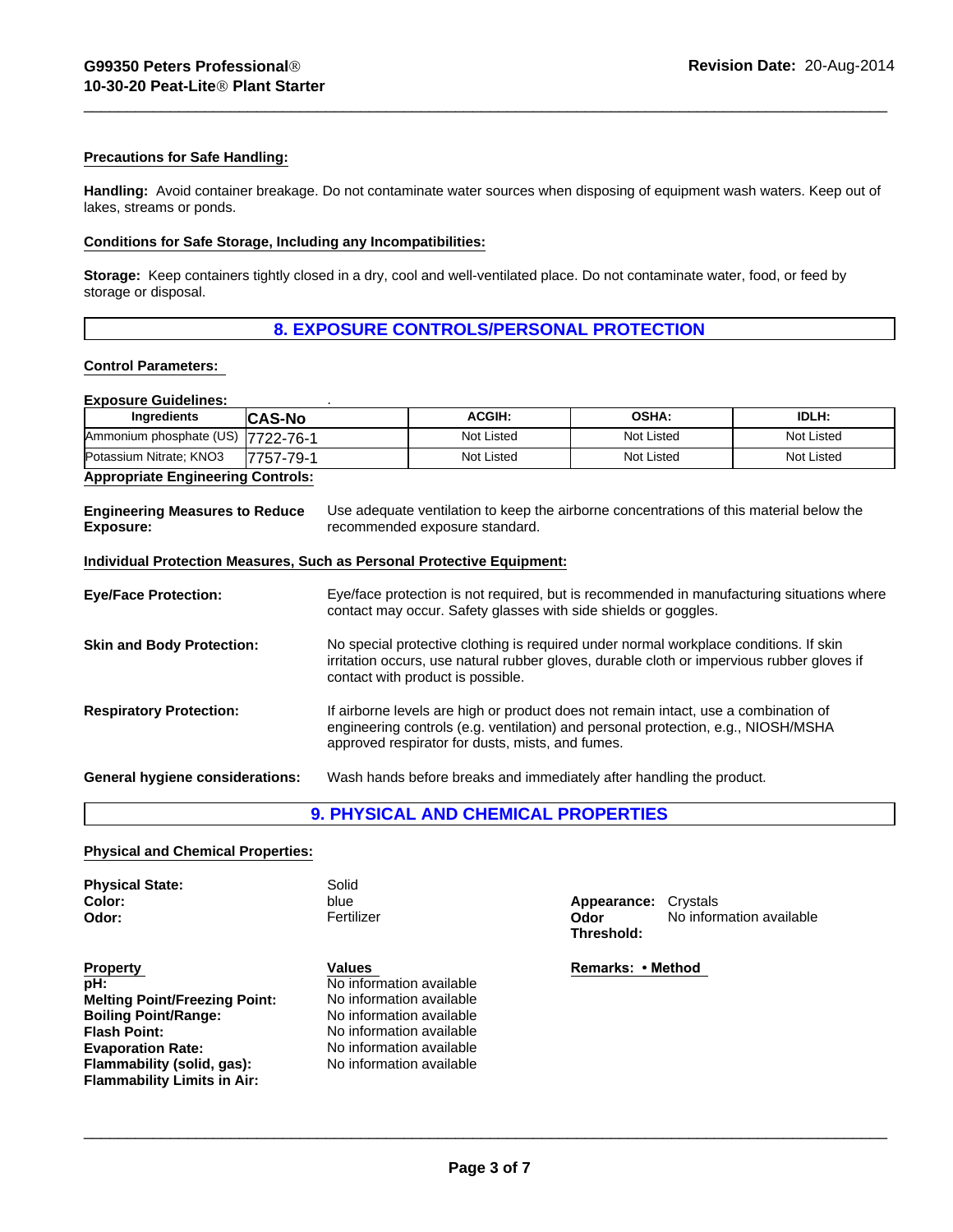**Precautions for Safe Handling:**

**Handling:** Avoid container breakage. Do not contaminate water sources when disposing of equipment wash waters. Keep out of lakes, streams or ponds.

**Conditions for Safe Storage, Including any Incompatibilities:**

**Storage:** Keep containers tightly closed in a dry, cool and well-ventilated place. Do not contaminate water, food, or feed by storage or disposal.

## 8. EXPOSURE CONTROLS/PERSONAL PROTECTION

**Control Parameters:**

**Exposure Guidelines:**

| Ingredients | CAS-No | ACGIH: | OSHA: | IDLH: |
|---|---|---|---|---|
| Ammonium phosphate (US) | 7722-76-1 | Not Listed | Not Listed | Not Listed |
| Potassium Nitrate; KNO3 | 7757-79-1 | Not Listed | Not Listed | Not Listed |

**Appropriate Engineering Controls:**

**Engineering Measures to Reduce Exposure:** Use adequate ventilation to keep the airborne concentrations of this material below the recommended exposure standard.

**Individual Protection Measures, Such as Personal Protective Equipment:**

**Eye/Face Protection:** Eye/face protection is not required, but is recommended in manufacturing situations where contact may occur. Safety glasses with side shields or goggles.

**Skin and Body Protection:** No special protective clothing is required under normal workplace conditions. If skin irritation occurs, use natural rubber gloves, durable cloth or impervious rubber gloves if contact with product is possible.

**Respiratory Protection:** If airborne levels are high or product does not remain intact, use a combination of engineering controls (e.g. ventilation) and personal protection, e.g., NIOSH/MSHA approved respirator for dusts, mists, and fumes.

**General hygiene considerations:** Wash hands before breaks and immediately after handling the product.

## 9. PHYSICAL AND CHEMICAL PROPERTIES

**Physical and Chemical Properties:**

**Physical State:** Solid
**Color:** blue
**Odor:** Fertilizer

**Appearance:** Crystals
**Odor Threshold:** No information available

| Property | Values | Remarks: • Method |
|---|---|---|
| **pH:** | No information available | |
| **Melting Point/Freezing Point:** | No information available | |
| **Boiling Point/Range:** | No information available | |
| **Flash Point:** | No information available | |
| **Evaporation Rate:** | No information available | |
| **Flammability (solid, gas):** | No information available | |
| **Flammability Limits in Air:** | | |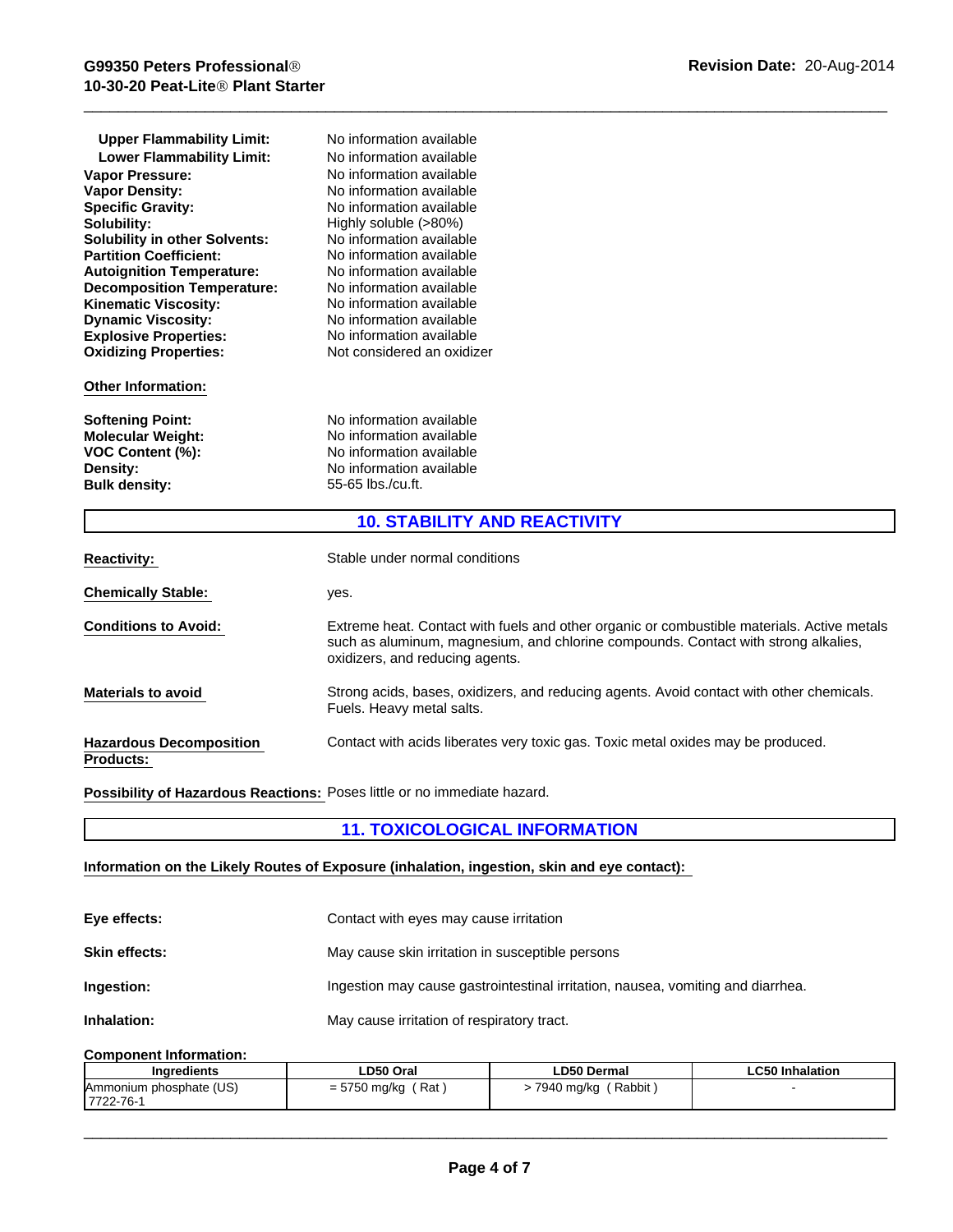| | |
|---|---|
| **Upper Flammability Limit:** | No information available |
| **Lower Flammability Limit:** | No information available |
| **Vapor Pressure:** | No information available |
| **Vapor Density:** | No information available |
| **Specific Gravity:** | No information available |
| **Solubility:** | Highly soluble (>80%) |
| **Solubility in other Solvents:** | No information available |
| **Partition Coefficient:** | No information available |
| **Autoignition Temperature:** | No information available |
| **Decomposition Temperature:** | No information available |
| **Kinematic Viscosity:** | No information available |
| **Dynamic Viscosity:** | No information available |
| **Explosive Properties:** | No information available |
| **Oxidizing Properties:** | Not considered an oxidizer |

**Other Information:**

| | |
|---|---|
| **Softening Point:** | No information available |
| **Molecular Weight:** | No information available |
| **VOC Content (%):** | No information available |
| **Density:** | No information available |
| **Bulk density:** | 55-65 lbs./cu.ft. |

## 10. STABILITY AND REACTIVITY

**Reactivity:** Stable under normal conditions

**Chemically Stable:** yes.

**Conditions to Avoid:** Extreme heat. Contact with fuels and other organic or combustible materials. Active metals such as aluminum, magnesium, and chlorine compounds. Contact with strong alkalies, oxidizers, and reducing agents.

**Materials to avoid** Strong acids, bases, oxidizers, and reducing agents. Avoid contact with other chemicals. Fuels. Heavy metal salts.

**Hazardous Decomposition Products:** Contact with acids liberates very toxic gas. Toxic metal oxides may be produced.

**Possibility of Hazardous Reactions:** Poses little or no immediate hazard.

## 11. TOXICOLOGICAL INFORMATION

**Information on the Likely Routes of Exposure (inhalation, ingestion, skin and eye contact):**

**Eye effects:** Contact with eyes may cause irritation

**Skin effects:** May cause skin irritation in susceptible persons

**Ingestion:** Ingestion may cause gastrointestinal irritation, nausea, vomiting and diarrhea.

**Inhalation:** May cause irritation of respiratory tract.

**Component Information:**

| Ingredients | LD50 Oral | LD50 Dermal | LC50 Inhalation |
|---|---|---|---|
| Ammonium phosphate (US)<br>7722-76-1 | = 5750 mg/kg ( Rat ) | > 7940 mg/kg ( Rabbit ) | - |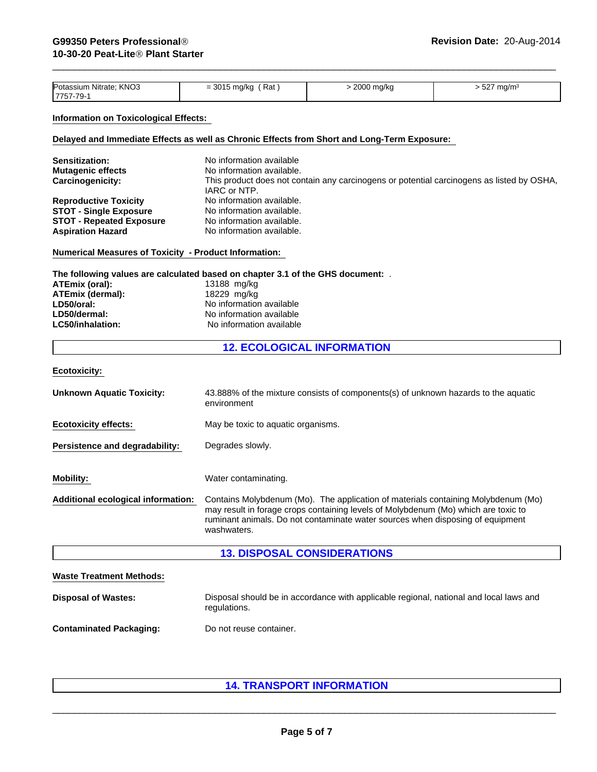| Potassium Nitrate; KNO3<br>7757-79-1 | = 3015 mg/kg ( Rat ) | > 2000 mg/kg | > 527 mg/m³ |
|---|---|---|---|

**Information on Toxicological Effects:**

**Delayed and Immediate Effects as well as Chronic Effects from Short and Long-Term Exposure:**

| | |
|---|---|
| **Sensitization:** | No information available |
| **Mutagenic effects** | No information available. |
| **Carcinogenicity:** | This product does not contain any carcinogens or potential carcinogens as listed by OSHA, IARC or NTP. |
| **Reproductive Toxicity** | No information available. |
| **STOT - Single Exposure** | No information available. |
| **STOT - Repeated Exposure** | No information available. |
| **Aspiration Hazard** | No information available. |

**Numerical Measures of Toxicity - Product Information:**

**The following values are calculated based on chapter 3.1 of the GHS document:** .

| | |
|---|---|
| **ATEmix (oral):** | 13188 mg/kg |
| **ATEmix (dermal):** | 18229 mg/kg |
| **LD50/oral:** | No information available |
| **LD50/dermal:** | No information available |
| **LC50/inhalation:** | No information available |

## 12. ECOLOGICAL INFORMATION

**Ecotoxicity:**

**Unknown Aquatic Toxicity:** 43.888% of the mixture consists of components(s) of unknown hazards to the aquatic environment

**Ecotoxicity effects:** May be toxic to aquatic organisms.

**Persistence and degradability:** Degrades slowly.

**Mobility:** Water contaminating.

**Additional ecological information:** Contains Molybdenum (Mo). The application of materials containing Molybdenum (Mo) may result in forage crops containing levels of Molybdenum (Mo) which are toxic to ruminant animals. Do not contaminate water sources when disposing of equipment washwaters.

## 13. DISPOSAL CONSIDERATIONS

**Waste Treatment Methods:**

**Disposal of Wastes:** Disposal should be in accordance with applicable regional, national and local laws and regulations.

**Contaminated Packaging:** Do not reuse container.

## 14. TRANSPORT INFORMATION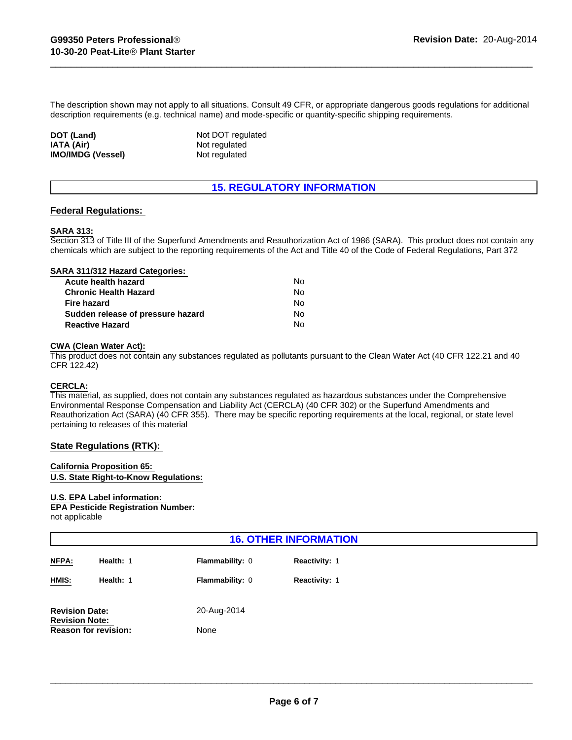The description shown may not apply to all situations. Consult 49 CFR, or appropriate dangerous goods regulations for additional description requirements (e.g. technical name) and mode-specific or quantity-specific shipping requirements.

| | |
|---|---|
| **DOT (Land)** | Not DOT regulated |
| **IATA (Air)** | Not regulated |
| **IMO/IMDG (Vessel)** | Not regulated |

## 15. REGULATORY INFORMATION

### Federal Regulations:

**SARA 313:**
Section 313 of Title III of the Superfund Amendments and Reauthorization Act of 1986 (SARA). This product does not contain any chemicals which are subject to the reporting requirements of the Act and Title 40 of the Code of Federal Regulations, Part 372

**SARA 311/312 Hazard Categories:**

| | |
|---|---|
| **Acute health hazard** | No |
| **Chronic Health Hazard** | No |
| **Fire hazard** | No |
| **Sudden release of pressure hazard** | No |
| **Reactive Hazard** | No |

**CWA (Clean Water Act):**
This product does not contain any substances regulated as pollutants pursuant to the Clean Water Act (40 CFR 122.21 and 40 CFR 122.42)

**CERCLA:**
This material, as supplied, does not contain any substances regulated as hazardous substances under the Comprehensive Environmental Response Compensation and Liability Act (CERCLA) (40 CFR 302) or the Superfund Amendments and Reauthorization Act (SARA) (40 CFR 355). There may be specific reporting requirements at the local, regional, or state level pertaining to releases of this material

### State Regulations (RTK):

**California Proposition 65:**
**U.S. State Right-to-Know Regulations:**

**U.S. EPA Label information:**
**EPA Pesticide Registration Number:**
not applicable

## 16. OTHER INFORMATION

| | | | |
|---|---|---|---|
| **NFPA:** | **Health:** 1 | **Flammability:** 0 | **Reactivity:** 1 |
| **HMIS:** | **Health:** 1 | **Flammability:** 0 | **Reactivity:** 1 |

| | |
|---|---|
| **Revision Date:** | 20-Aug-2014 |
| **Revision Note:** | |
| **Reason for revision:** | None |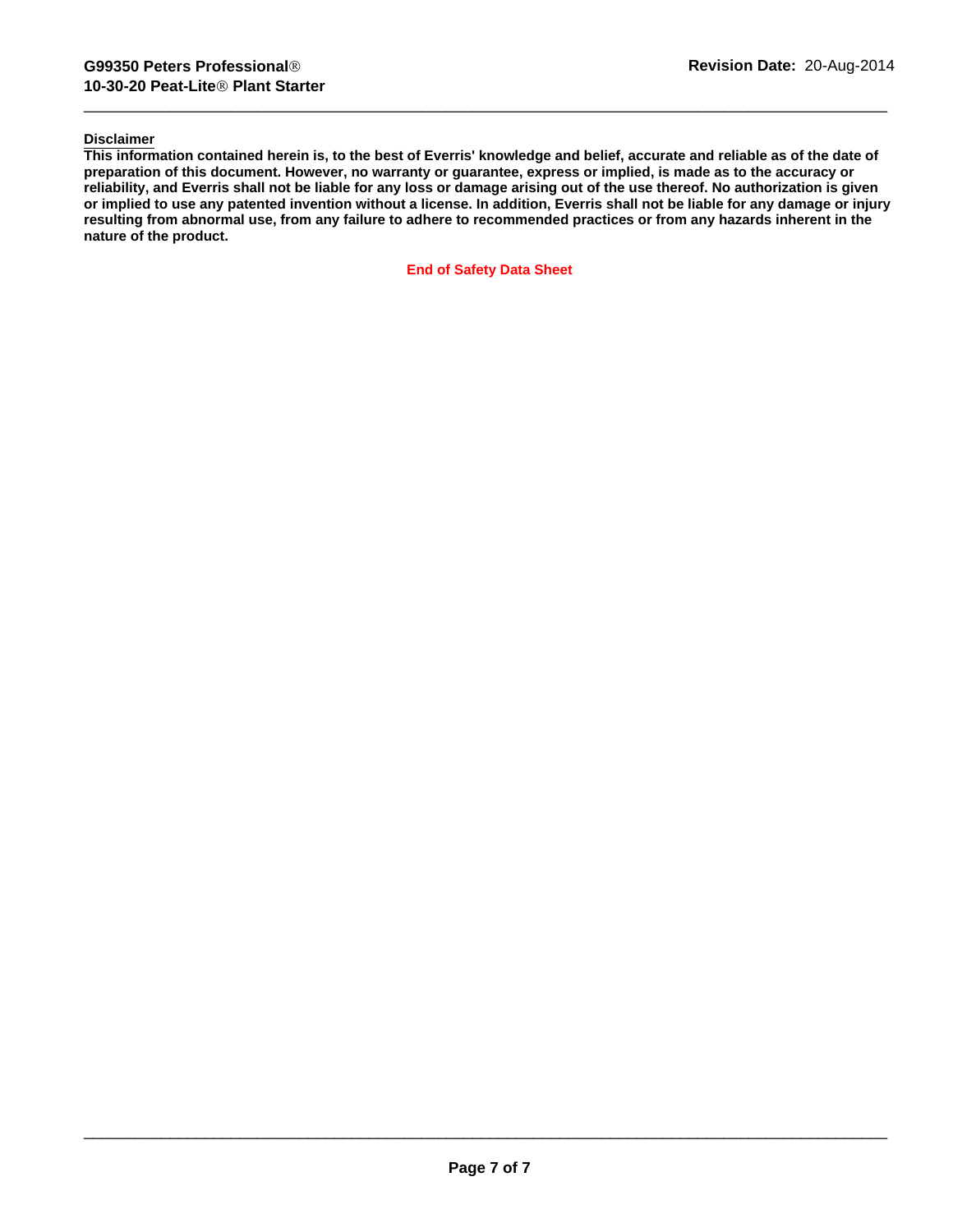## Disclaimer

**This information contained herein is, to the best of Everris' knowledge and belief, accurate and reliable as of the date of preparation of this document. However, no warranty or guarantee, express or implied, is made as to the accuracy or reliability, and Everris shall not be liable for any loss or damage arising out of the use thereof. No authorization is given or implied to use any patented invention without a license. In addition, Everris shall not be liable for any damage or injury resulting from abnormal use, from any failure to adhere to recommended practices or from any hazards inherent in the nature of the product.**

**End of Safety Data Sheet**